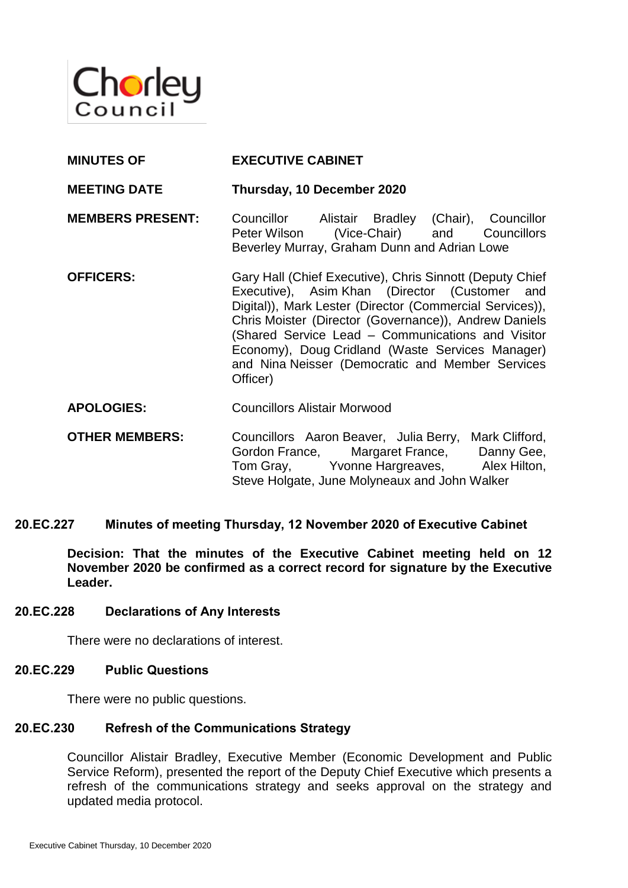Chorley Council

| | |
|---|---|
| **MINUTES OF** | **EXECUTIVE CABINET** |
| **MEETING DATE** | **Thursday, 10 December 2020** |
| **MEMBERS PRESENT:** | Councillor Alistair Bradley (Chair), Councillor Peter Wilson (Vice-Chair) and Councillors Beverley Murray, Graham Dunn and Adrian Lowe |
| **OFFICERS:** | Gary Hall (Chief Executive), Chris Sinnott (Deputy Chief Executive), Asim Khan (Director (Customer and Digital)), Mark Lester (Director (Commercial Services)), Chris Moister (Director (Governance)), Andrew Daniels (Shared Service Lead – Communications and Visitor Economy), Doug Cridland (Waste Services Manager) and Nina Neisser (Democratic and Member Services Officer) |
| **APOLOGIES:** | Councillors Alistair Morwood |
| **OTHER MEMBERS:** | Councillors Aaron Beaver, Julia Berry, Mark Clifford, Gordon France, Margaret France, Danny Gee, Tom Gray, Yvonne Hargreaves, Alex Hilton, Steve Holgate, June Molyneaux and John Walker |

## 20.EC.227 Minutes of meeting Thursday, 12 November 2020 of Executive Cabinet

**Decision: That the minutes of the Executive Cabinet meeting held on 12 November 2020 be confirmed as a correct record for signature by the Executive Leader.**

## 20.EC.228 Declarations of Any Interests

There were no declarations of interest.

## 20.EC.229 Public Questions

There were no public questions.

## 20.EC.230 Refresh of the Communications Strategy

Councillor Alistair Bradley, Executive Member (Economic Development and Public Service Reform), presented the report of the Deputy Chief Executive which presents a refresh of the communications strategy and seeks approval on the strategy and updated media protocol.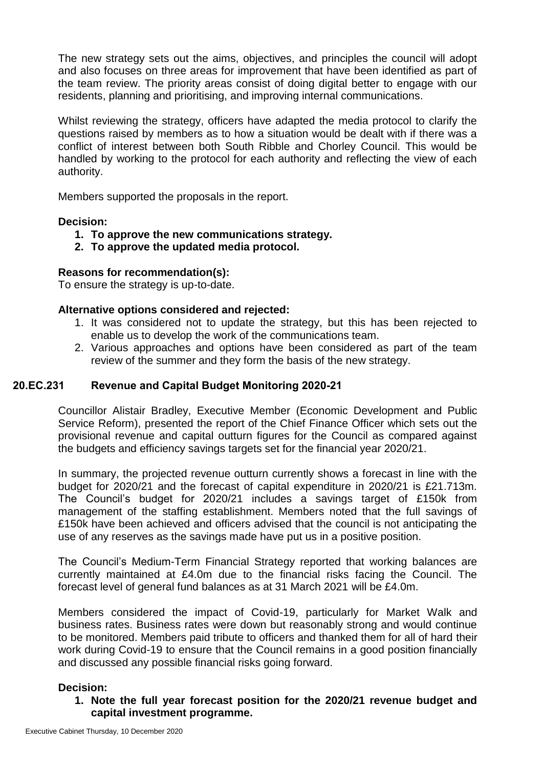The new strategy sets out the aims, objectives, and principles the council will adopt and also focuses on three areas for improvement that have been identified as part of the team review. The priority areas consist of doing digital better to engage with our residents, planning and prioritising, and improving internal communications.

Whilst reviewing the strategy, officers have adapted the media protocol to clarify the questions raised by members as to how a situation would be dealt with if there was a conflict of interest between both South Ribble and Chorley Council. This would be handled by working to the protocol for each authority and reflecting the view of each authority.

Members supported the proposals in the report.

**Decision:**

1. **To approve the new communications strategy.**
2. **To approve the updated media protocol.**

**Reasons for recommendation(s):**
To ensure the strategy is up-to-date.

**Alternative options considered and rejected:**

1. It was considered not to update the strategy, but this has been rejected to enable us to develop the work of the communications team.
2. Various approaches and options have been considered as part of the team review of the summer and they form the basis of the new strategy.

## 20.EC.231 Revenue and Capital Budget Monitoring 2020-21

Councillor Alistair Bradley, Executive Member (Economic Development and Public Service Reform), presented the report of the Chief Finance Officer which sets out the provisional revenue and capital outturn figures for the Council as compared against the budgets and efficiency savings targets set for the financial year 2020/21.

In summary, the projected revenue outturn currently shows a forecast in line with the budget for 2020/21 and the forecast of capital expenditure in 2020/21 is £21.713m. The Council's budget for 2020/21 includes a savings target of £150k from management of the staffing establishment. Members noted that the full savings of £150k have been achieved and officers advised that the council is not anticipating the use of any reserves as the savings made have put us in a positive position.

The Council's Medium-Term Financial Strategy reported that working balances are currently maintained at £4.0m due to the financial risks facing the Council. The forecast level of general fund balances as at 31 March 2021 will be £4.0m.

Members considered the impact of Covid-19, particularly for Market Walk and business rates. Business rates were down but reasonably strong and would continue to be monitored. Members paid tribute to officers and thanked them for all of hard their work during Covid-19 to ensure that the Council remains in a good position financially and discussed any possible financial risks going forward.

**Decision:**

1. **Note the full year forecast position for the 2020/21 revenue budget and capital investment programme.**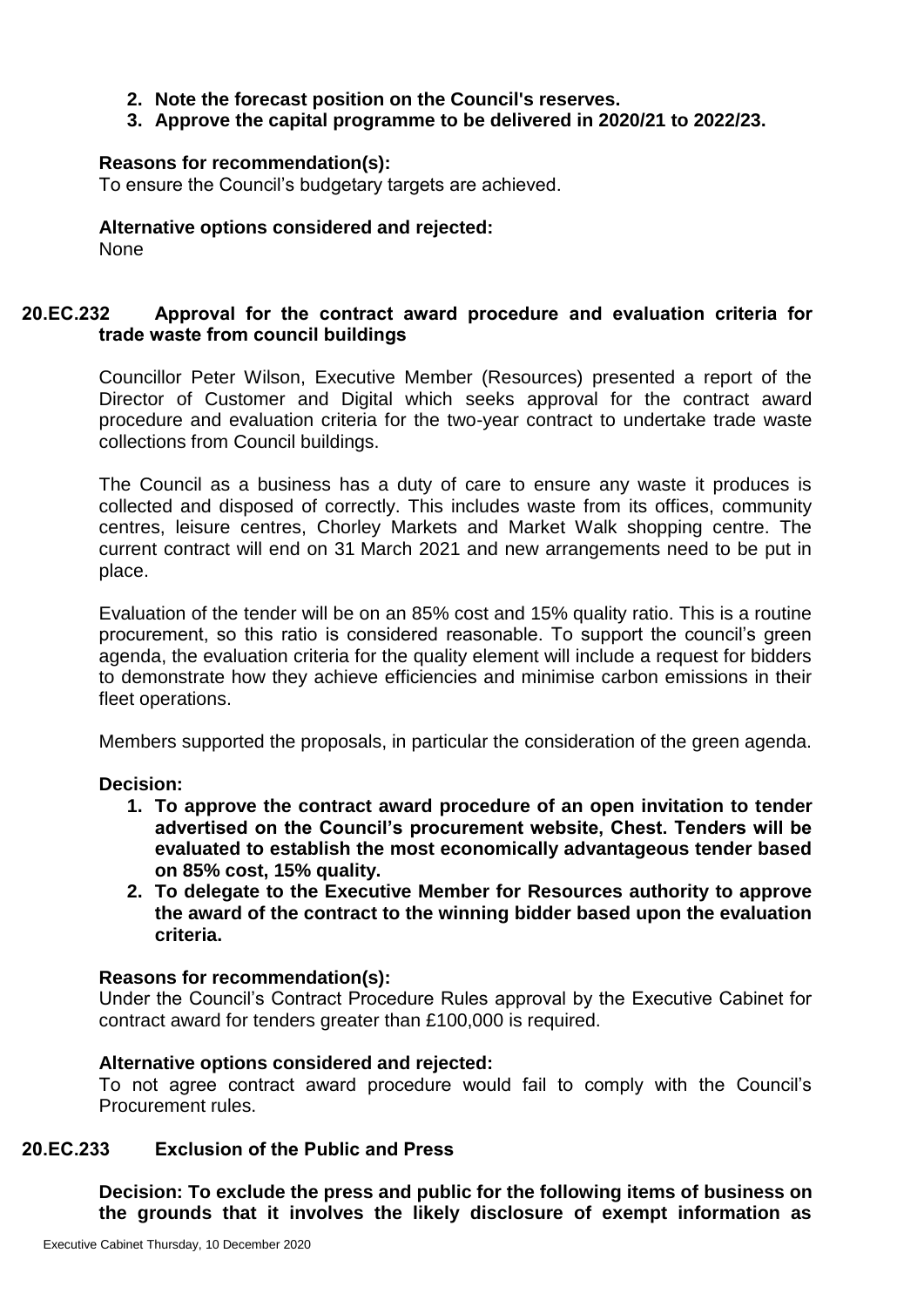2. **Note the forecast position on the Council's reserves.**
3. **Approve the capital programme to be delivered in 2020/21 to 2022/23.**

**Reasons for recommendation(s):**
To ensure the Council's budgetary targets are achieved.

**Alternative options considered and rejected:**
None

### 20.EC.232 Approval for the contract award procedure and evaluation criteria for trade waste from council buildings

Councillor Peter Wilson, Executive Member (Resources) presented a report of the Director of Customer and Digital which seeks approval for the contract award procedure and evaluation criteria for the two-year contract to undertake trade waste collections from Council buildings.

The Council as a business has a duty of care to ensure any waste it produces is collected and disposed of correctly. This includes waste from its offices, community centres, leisure centres, Chorley Markets and Market Walk shopping centre. The current contract will end on 31 March 2021 and new arrangements need to be put in place.

Evaluation of the tender will be on an 85% cost and 15% quality ratio. This is a routine procurement, so this ratio is considered reasonable. To support the council's green agenda, the evaluation criteria for the quality element will include a request for bidders to demonstrate how they achieve efficiencies and minimise carbon emissions in their fleet operations.

Members supported the proposals, in particular the consideration of the green agenda.

**Decision:**

1. **To approve the contract award procedure of an open invitation to tender advertised on the Council's procurement website, Chest. Tenders will be evaluated to establish the most economically advantageous tender based on 85% cost, 15% quality.**
2. **To delegate to the Executive Member for Resources authority to approve the award of the contract to the winning bidder based upon the evaluation criteria.**

**Reasons for recommendation(s):**
Under the Council's Contract Procedure Rules approval by the Executive Cabinet for contract award for tenders greater than £100,000 is required.

**Alternative options considered and rejected:**
To not agree contract award procedure would fail to comply with the Council's Procurement rules.

### 20.EC.233 Exclusion of the Public and Press

**Decision: To exclude the press and public for the following items of business on the grounds that it involves the likely disclosure of exempt information as**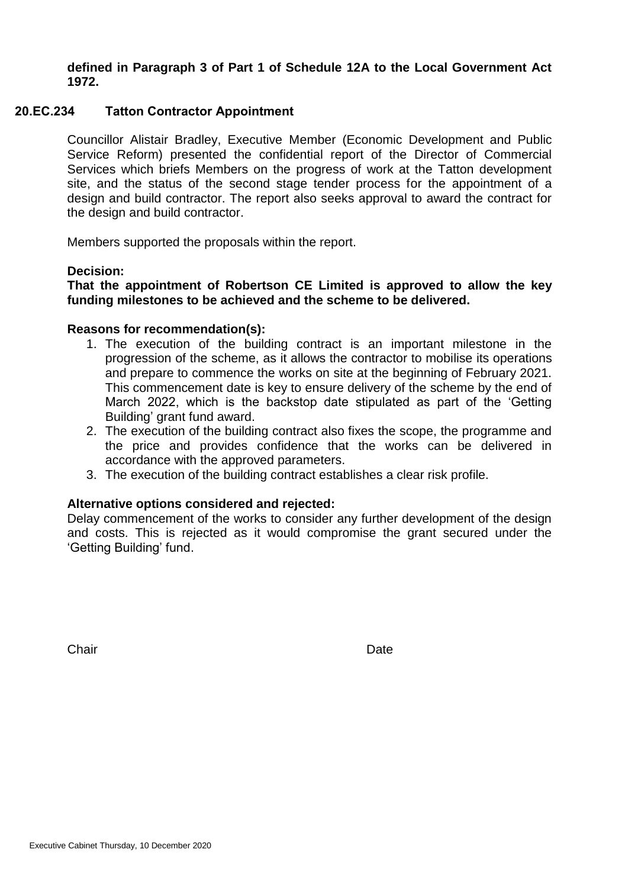**defined in Paragraph 3 of Part 1 of Schedule 12A to the Local Government Act 1972.**

### 20.EC.234 Tatton Contractor Appointment

Councillor Alistair Bradley, Executive Member (Economic Development and Public Service Reform) presented the confidential report of the Director of Commercial Services which briefs Members on the progress of work at the Tatton development site, and the status of the second stage tender process for the appointment of a design and build contractor. The report also seeks approval to award the contract for the design and build contractor.

Members supported the proposals within the report.

**Decision:**
**That the appointment of Robertson CE Limited is approved to allow the key funding milestones to be achieved and the scheme to be delivered.**

**Reasons for recommendation(s):**

1. The execution of the building contract is an important milestone in the progression of the scheme, as it allows the contractor to mobilise its operations and prepare to commence the works on site at the beginning of February 2021. This commencement date is key to ensure delivery of the scheme by the end of March 2022, which is the backstop date stipulated as part of the 'Getting Building' grant fund award.
2. The execution of the building contract also fixes the scope, the programme and the price and provides confidence that the works can be delivered in accordance with the approved parameters.
3. The execution of the building contract establishes a clear risk profile.

**Alternative options considered and rejected:**
Delay commencement of the works to consider any further development of the design and costs. This is rejected as it would compromise the grant secured under the 'Getting Building' fund.

Chair Date